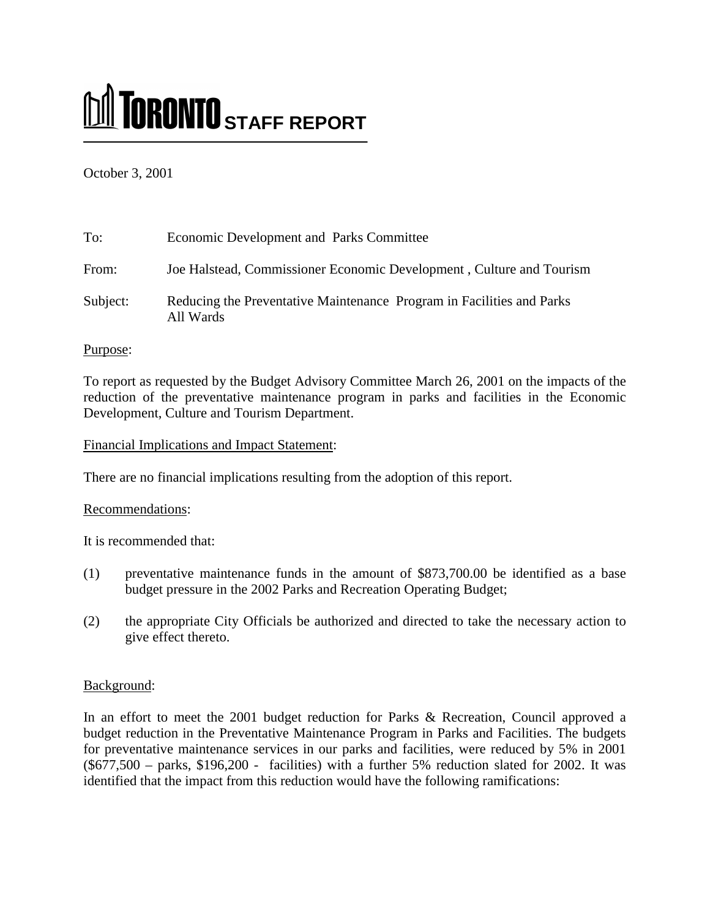# TORONTO STAFF REPORT

October 3, 2001

To: Economic Development and Parks Committee

From: Joe Halstead, Commissioner Economic Development , Culture and Tourism

Subject: Reducing the Preventative Maintenance Program in Facilities and Parks
All Wards

Purpose:

To report as requested by the Budget Advisory Committee March 26, 2001 on the impacts of the reduction of the preventative maintenance program in parks and facilities in the Economic Development, Culture and Tourism Department.

Financial Implications and Impact Statement:

There are no financial implications resulting from the adoption of this report.

Recommendations:

It is recommended that:

(1) preventative maintenance funds in the amount of $873,700.00 be identified as a base budget pressure in the 2002 Parks and Recreation Operating Budget;

(2) the appropriate City Officials be authorized and directed to take the necessary action to give effect thereto.

Background:

In an effort to meet the 2001 budget reduction for Parks & Recreation, Council approved a budget reduction in the Preventative Maintenance Program in Parks and Facilities. The budgets for preventative maintenance services in our parks and facilities, were reduced by 5% in 2001 ($677,500 – parks, $196,200 - facilities) with a further 5% reduction slated for 2002. It was identified that the impact from this reduction would have the following ramifications: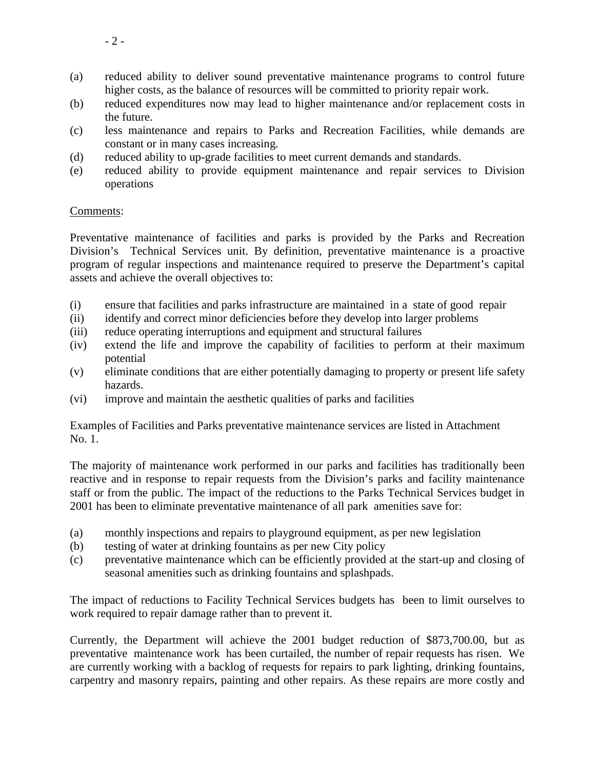(a) reduced ability to deliver sound preventative maintenance programs to control future higher costs, as the balance of resources will be committed to priority repair work.
(b) reduced expenditures now may lead to higher maintenance and/or replacement costs in the future.
(c) less maintenance and repairs to Parks and Recreation Facilities, while demands are constant or in many cases increasing.
(d) reduced ability to up-grade facilities to meet current demands and standards.
(e) reduced ability to provide equipment maintenance and repair services to Division operations

Comments:

Preventative maintenance of facilities and parks is provided by the Parks and Recreation Division's Technical Services unit. By definition, preventative maintenance is a proactive program of regular inspections and maintenance required to preserve the Department's capital assets and achieve the overall objectives to:

(i) ensure that facilities and parks infrastructure are maintained in a state of good repair
(ii) identify and correct minor deficiencies before they develop into larger problems
(iii) reduce operating interruptions and equipment and structural failures
(iv) extend the life and improve the capability of facilities to perform at their maximum potential
(v) eliminate conditions that are either potentially damaging to property or present life safety hazards.
(vi) improve and maintain the aesthetic qualities of parks and facilities

Examples of Facilities and Parks preventative maintenance services are listed in Attachment No. 1.

The majority of maintenance work performed in our parks and facilities has traditionally been reactive and in response to repair requests from the Division's parks and facility maintenance staff or from the public. The impact of the reductions to the Parks Technical Services budget in 2001 has been to eliminate preventative maintenance of all park amenities save for:

(a) monthly inspections and repairs to playground equipment, as per new legislation
(b) testing of water at drinking fountains as per new City policy
(c) preventative maintenance which can be efficiently provided at the start-up and closing of seasonal amenities such as drinking fountains and splashpads.

The impact of reductions to Facility Technical Services budgets has been to limit ourselves to work required to repair damage rather than to prevent it.

Currently, the Department will achieve the 2001 budget reduction of $873,700.00, but as preventative maintenance work has been curtailed, the number of repair requests has risen. We are currently working with a backlog of requests for repairs to park lighting, drinking fountains, carpentry and masonry repairs, painting and other repairs. As these repairs are more costly and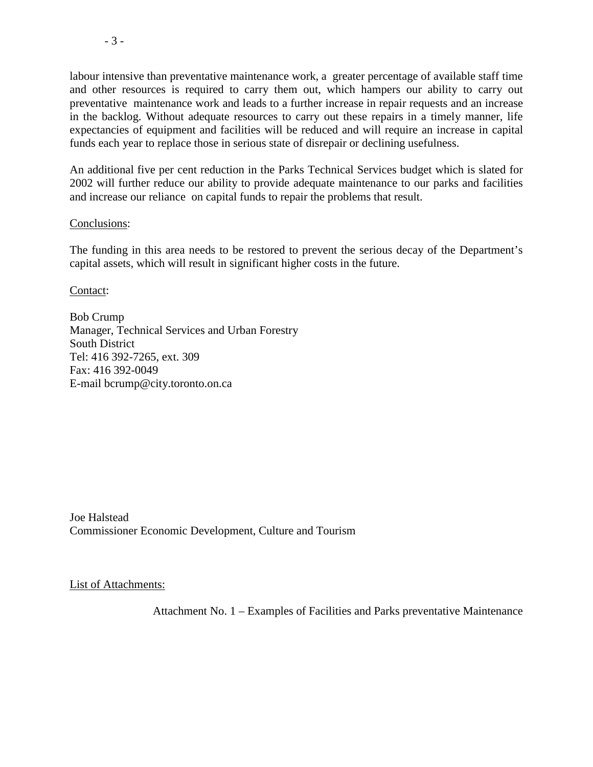labour intensive than preventative maintenance work, a greater percentage of available staff time and other resources is required to carry them out, which hampers our ability to carry out preventative maintenance work and leads to a further increase in repair requests and an increase in the backlog. Without adequate resources to carry out these repairs in a timely manner, life expectancies of equipment and facilities will be reduced and will require an increase in capital funds each year to replace those in serious state of disrepair or declining usefulness.

An additional five per cent reduction in the Parks Technical Services budget which is slated for 2002 will further reduce our ability to provide adequate maintenance to our parks and facilities and increase our reliance on capital funds to repair the problems that result.

Conclusions:

The funding in this area needs to be restored to prevent the serious decay of the Department's capital assets, which will result in significant higher costs in the future.

Contact:

Bob Crump
Manager, Technical Services and Urban Forestry
South District
Tel: 416 392-7265, ext. 309
Fax: 416 392-0049
E-mail bcrump@city.toronto.on.ca

Joe Halstead
Commissioner Economic Development, Culture and Tourism

List of Attachments:

Attachment No. 1 – Examples of Facilities and Parks preventative Maintenance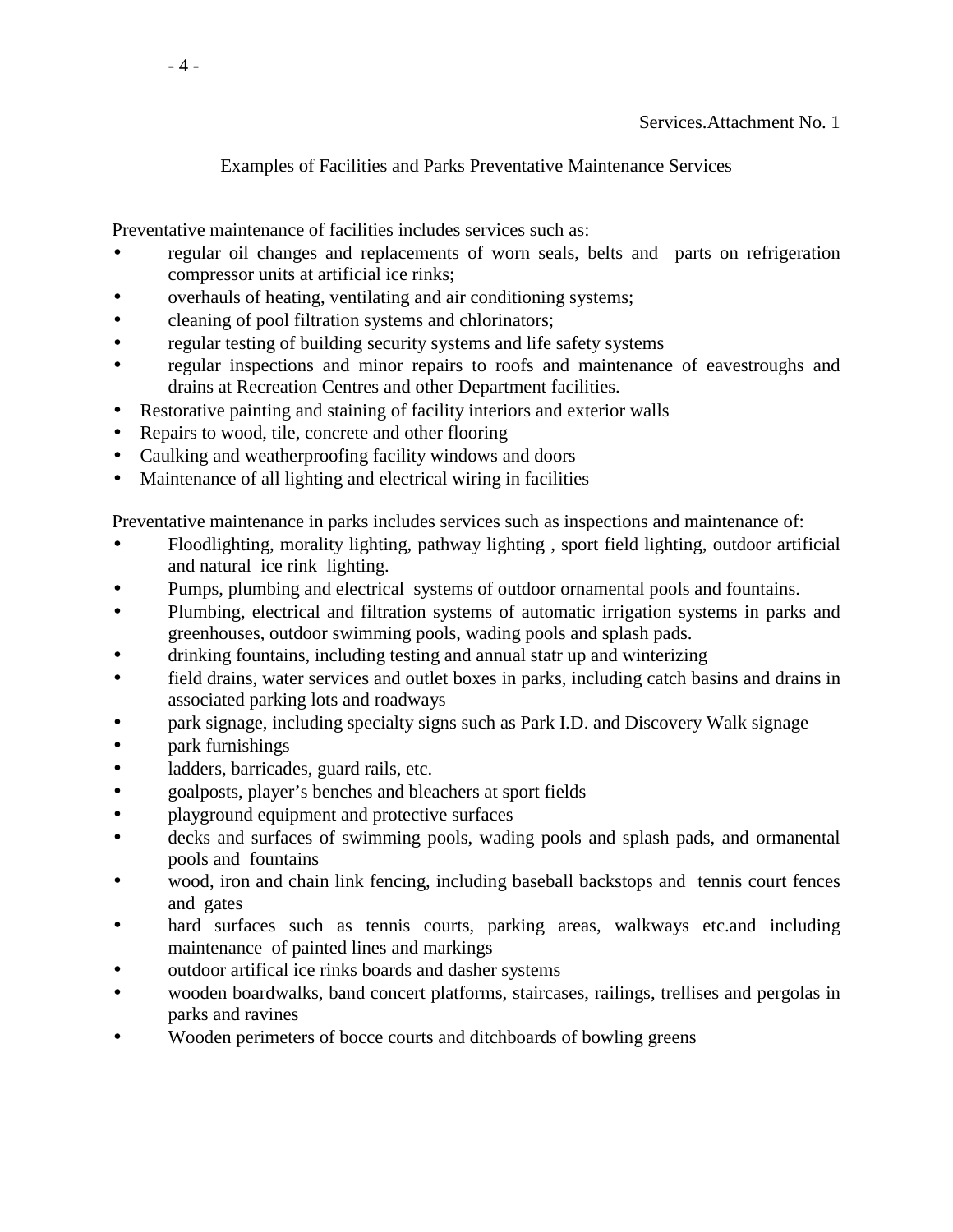Services.Attachment No. 1

Examples of Facilities and Parks Preventative Maintenance Services

Preventative maintenance of facilities includes services such as:

- regular oil changes and replacements of worn seals, belts and parts on refrigeration compressor units at artificial ice rinks;
- overhauls of heating, ventilating and air conditioning systems;
- cleaning of pool filtration systems and chlorinators;
- regular testing of building security systems and life safety systems
- regular inspections and minor repairs to roofs and maintenance of eavestroughs and drains at Recreation Centres and other Department facilities.
- Restorative painting and staining of facility interiors and exterior walls
- Repairs to wood, tile, concrete and other flooring
- Caulking and weatherproofing facility windows and doors
- Maintenance of all lighting and electrical wiring in facilities

Preventative maintenance in parks includes services such as inspections and maintenance of:

- Floodlighting, morality lighting, pathway lighting , sport field lighting, outdoor artificial and natural ice rink lighting.
- Pumps, plumbing and electrical systems of outdoor ornamental pools and fountains.
- Plumbing, electrical and filtration systems of automatic irrigation systems in parks and greenhouses, outdoor swimming pools, wading pools and splash pads.
- drinking fountains, including testing and annual statr up and winterizing
- field drains, water services and outlet boxes in parks, including catch basins and drains in associated parking lots and roadways
- park signage, including specialty signs such as Park I.D. and Discovery Walk signage
- park furnishings
- ladders, barricades, guard rails, etc.
- goalposts, player's benches and bleachers at sport fields
- playground equipment and protective surfaces
- decks and surfaces of swimming pools, wading pools and splash pads, and ormanental pools and fountains
- wood, iron and chain link fencing, including baseball backstops and tennis court fences and gates
- hard surfaces such as tennis courts, parking areas, walkways etc.and including maintenance of painted lines and markings
- outdoor artifical ice rinks boards and dasher systems
- wooden boardwalks, band concert platforms, staircases, railings, trellises and pergolas in parks and ravines
- Wooden perimeters of bocce courts and ditchboards of bowling greens